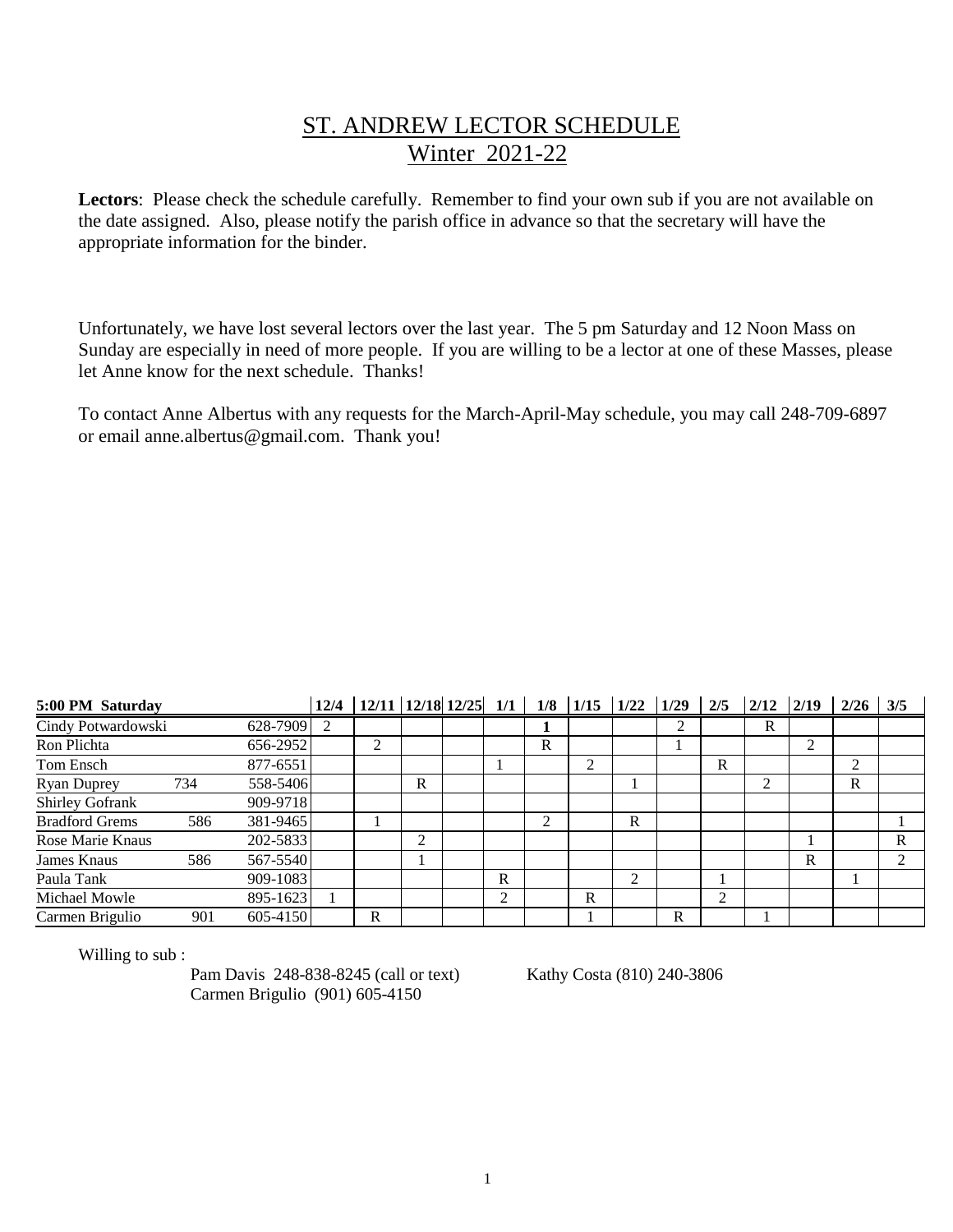# ST. ANDREW LECTOR SCHEDULE
## Winter 2021-22

**Lectors**: Please check the schedule carefully. Remember to find your own sub if you are not available on the date assigned. Also, please notify the parish office in advance so that the secretary will have the appropriate information for the binder.

Unfortunately, we have lost several lectors over the last year. The 5 pm Saturday and 12 Noon Mass on Sunday are especially in need of more people. If you are willing to be a lector at one of these Masses, please let Anne know for the next schedule. Thanks!

To contact Anne Albertus with any requests for the March-April-May schedule, you may call 248-709-6897 or email anne.albertus@gmail.com. Thank you!

| 5:00 PM Saturday | | | 12/4 | 12/11 | 12/18 | 12/25 | 1/1 | 1/8 | 1/15 | 1/22 | 1/29 | 2/5 | 2/12 | 2/19 | 2/26 | 3/5 |
|---|---|---|---|---|---|---|---|---|---|---|---|---|---|---|---|---|
| Cindy Potwardowski | | 628-7909 | 2 | | | | | **1** | | | 2 | | R | | | |
| Ron Plichta | | 656-2952 | | 2 | | | | R | | | 1 | | | 2 | | |
| Tom Ensch | | 877-6551 | | | | | 1 | | 2 | | | R | | | 2 | |
| Ryan Duprey | 734 | 558-5406 | | | R | | | | | 1 | | | 2 | | R | |
| Shirley Gofrank | | 909-9718 | | | | | | | | | | | | | | |
| Bradford Grems | 586 | 381-9465 | | 1 | | | | 2 | | R | | | | | | 1 |
| Rose Marie Knaus | | 202-5833 | | | 2 | | | | | | | | | 1 | | R |
| James Knaus | 586 | 567-5540 | | | 1 | | | | | | | | | R | | 2 |
| Paula Tank | | 909-1083 | | | | | R | | | 2 | | 1 | | | 1 | |
| Michael Mowle | | 895-1623 | 1 | | | | 2 | | R | | | 2 | | | | |
| Carmen Brigulio | 901 | 605-4150 | | R | | | | | 1 | | R | | 1 | | | |

Willing to sub :

Pam Davis 248-838-8245 (call or text)
Carmen Brigulio (901) 605-4150

Kathy Costa (810) 240-3806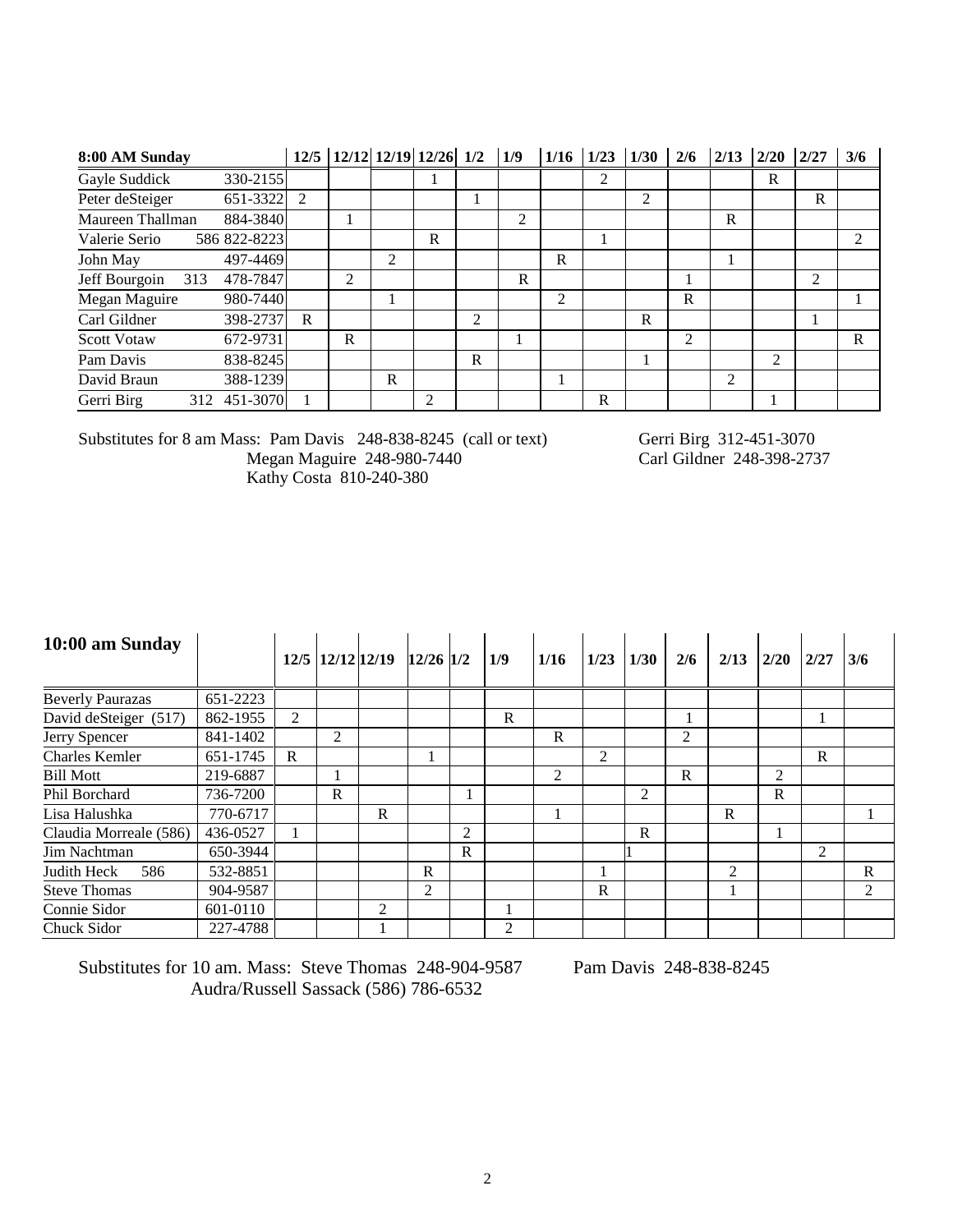| 8:00 AM Sunday | | 12/5 | 12/12 | 12/19 | 12/26 | 1/2 | 1/9 | 1/16 | 1/23 | 1/30 | 2/6 | 2/13 | 2/20 | 2/27 | 3/6 |
|---|---|---|---|---|---|---|---|---|---|---|---|---|---|---|---|
| Gayle Suddick | 330-2155 | | | | 1 | | | | 2 | | | | R | | |
| Peter deSteiger | 651-3322 | 2 | | | | 1 | | | | 2 | | | | R | |
| Maureen Thallman | 884-3840 | | 1 | | | | 2 | | | | | R | | | |
| Valerie Serio | 586 822-8223 | | | | R | | | | 1 | | | | | | 2 |
| John May | 497-4469 | | | 2 | | | | R | | | | 1 | | | |
| Jeff Bourgoin 313 | 478-7847 | | 2 | | | | R | | | | 1 | | | 2 | |
| Megan Maguire | 980-7440 | | | 1 | | | | 2 | | | R | | | | 1 |
| Carl Gildner | 398-2737 | R | | | | 2 | | | | R | | | | 1 | |
| Scott Votaw | 672-9731 | | R | | | | 1 | | | | 2 | | | | R |
| Pam Davis | 838-8245 | | | | | R | | | | 1 | | | 2 | | |
| David Braun | 388-1239 | | | R | | | | 1 | | | | 2 | | | |
| Gerri Birg | 312 451-3070 | 1 | | | 2 | | | | R | | | | 1 | | |

Substitutes for 8 am Mass: Pam Davis 248-838-8245 (call or text)
Megan Maguire 248-980-7440
Kathy Costa 810-240-380
Gerri Birg 312-451-3070
Carl Gildner 248-398-2737

| 10:00 am Sunday | | 12/5 | 12/12 | 12/19 | 12/26 | 1/2 | 1/9 | 1/16 | 1/23 | 1/30 | 2/6 | 2/13 | 2/20 | 2/27 | 3/6 |
|---|---|---|---|---|---|---|---|---|---|---|---|---|---|---|---|
| Beverly Paurazas | 651-2223 | | | | | | | | | | | | | | |
| David deSteiger (517) | 862-1955 | 2 | | | | | R | | | | 1 | | | 1 | |
| Jerry Spencer | 841-1402 | | 2 | | | | | R | | | 2 | | | | |
| Charles Kemler | 651-1745 | R | | | 1 | | | | 2 | | | | | R | |
| Bill Mott | 219-6887 | | 1 | | | | | 2 | | | R | | 2 | | |
| Phil Borchard | 736-7200 | | R | | | 1 | | | | 2 | | | R | | |
| Lisa Halushka | 770-6717 | | | R | | | | 1 | | | | R | | | 1 |
| Claudia Morreale (586) | 436-0527 | 1 | | | | 2 | | | | R | | | 1 | | |
| Jim Nachtman | 650-3944 | | | | | R | | | | 1 | | | | 2 | |
| Judith Heck 586 | 532-8851 | | | | R | | | | 1 | | | 2 | | | R |
| Steve Thomas | 904-9587 | | | | 2 | | | | R | | | 1 | | | 2 |
| Connie Sidor | 601-0110 | | | 2 | | | 1 | | | | | | | | |
| Chuck Sidor | 227-4788 | | | 1 | | | 2 | | | | | | | | |

Substitutes for 10 am. Mass: Steve Thomas 248-904-9587
Audra/Russell Sassack (586) 786-6532
Pam Davis 248-838-8245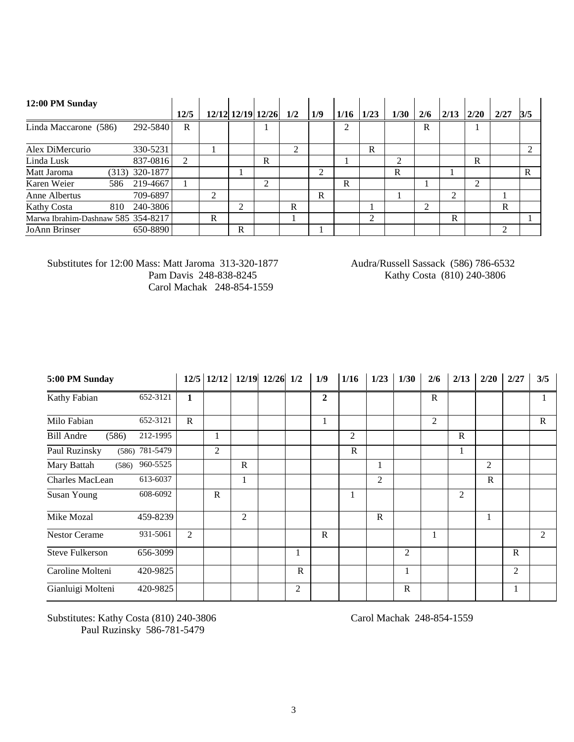| 12:00 PM Sunday | | 12/5 | 12/12 | 12/19 | 12/26 | 1/2 | 1/9 | 1/16 | 1/23 | 1/30 | 2/6 | 2/13 | 2/20 | 2/27 | 3/5 |
|---|---|---|---|---|---|---|---|---|---|---|---|---|---|---|---|
| Linda Maccarone (586) | 292-5840 | R | | | 1 | | | 2 | | | R | | 1 | | |
| Alex DiMercurio | 330-5231 | | 1 | | | 2 | | | R | | | | | | 2 |
| Linda Lusk | 837-0816 | 2 | | | R | | | 1 | | 2 | | | R | | |
| Matt Jaroma | (313) 320-1877 | | | 1 | | | 2 | | | R | | 1 | | | R |
| Karen Weier 586 | 219-4667 | 1 | | | 2 | | | R | | | 1 | | 2 | | |
| Anne Albertus | 709-6897 | | 2 | | | | R | | | 1 | | 2 | | 1 | |
| Kathy Costa 810 | 240-3806 | | | 2 | | R | | | 1 | | 2 | | | R | |
| Marwa Ibrahim-Dashnaw 585 | 354-8217 | | R | | | 1 | | | 2 | | | R | | | 1 |
| JoAnn Brinser | 650-8890 | | | R | | | 1 | | | | | | | 2 | |

Substitutes for 12:00 Mass: Matt Jaroma 313-320-1877
Pam Davis 248-838-8245
Carol Machak 248-854-1559

Audra/Russell Sassack (586) 786-6532
Kathy Costa (810) 240-3806

| 5:00 PM Sunday | | 12/5 | 12/12 | 12/19 | 12/26 | 1/2 | 1/9 | 1/16 | 1/23 | 1/30 | 2/6 | 2/13 | 2/20 | 2/27 | 3/5 |
|---|---|---|---|---|---|---|---|---|---|---|---|---|---|---|---|
| Kathy Fabian | 652-3121 | **1** | | | | | **2** | | | | R | | | | 1 |
| Milo Fabian | 652-3121 | R | | | | | 1 | | | | 2 | | | | R |
| Bill Andre (586) | 212-1995 | | 1 | | | | | 2 | | | | R | | | |
| Paul Ruzinsky (586) | 781-5479 | | 2 | | | | | R | | | | 1 | | | |
| Mary Battah (586) | 960-5525 | | | R | | | | | 1 | | | | 2 | | |
| Charles MacLean | 613-6037 | | | 1 | | | | | 2 | | | | R | | |
| Susan Young | 608-6092 | | R | | | | | 1 | | | | 2 | | | |
| Mike Mozal | 459-8239 | | | 2 | | | | | R | | | | 1 | | |
| Nestor Cerame | 931-5061 | 2 | | | | | R | | | | 1 | | | | 2 |
| Steve Fulkerson | 656-3099 | | | | | 1 | | | | 2 | | | | R | |
| Caroline Molteni | 420-9825 | | | | | R | | | | 1 | | | | 2 | |
| Gianluigi Molteni | 420-9825 | | | | | 2 | | | | R | | | | 1 | |

Substitutes: Kathy Costa (810) 240-3806
Paul Ruzinsky 586-781-5479

Carol Machak 248-854-1559